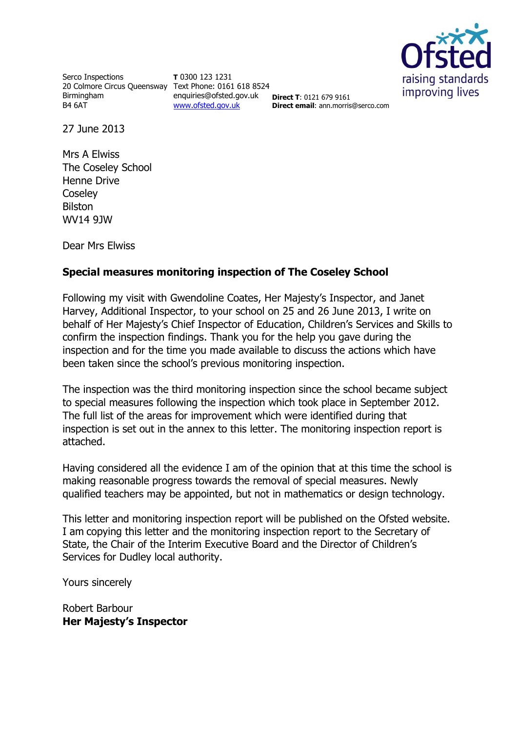Serco Inspections
20 Colmore Circus Queensway
Birmingham
B4 6AT

**T** 0300 123 1231
Text Phone: 0161 618 8524
enquiries@ofsted.gov.uk
www.ofsted.gov.uk

**Direct T**: 0121 679 9161
**Direct email**: ann.morris@serco.com

Ofsted
raising standards
improving lives

27 June 2013

Mrs A Elwiss
The Coseley School
Henne Drive
Coseley
Bilston
WV14 9JW

Dear Mrs Elwiss

**Special measures monitoring inspection of The Coseley School**

Following my visit with Gwendoline Coates, Her Majesty's Inspector, and Janet Harvey, Additional Inspector, to your school on 25 and 26 June 2013, I write on behalf of Her Majesty's Chief Inspector of Education, Children's Services and Skills to confirm the inspection findings. Thank you for the help you gave during the inspection and for the time you made available to discuss the actions which have been taken since the school's previous monitoring inspection.

The inspection was the third monitoring inspection since the school became subject to special measures following the inspection which took place in September 2012. The full list of the areas for improvement which were identified during that inspection is set out in the annex to this letter. The monitoring inspection report is attached.

Having considered all the evidence I am of the opinion that at this time the school is making reasonable progress towards the removal of special measures. Newly qualified teachers may be appointed, but not in mathematics or design technology.

This letter and monitoring inspection report will be published on the Ofsted website. I am copying this letter and the monitoring inspection report to the Secretary of State, the Chair of the Interim Executive Board and the Director of Children's Services for Dudley local authority.

Yours sincerely

Robert Barbour
**Her Majesty's Inspector**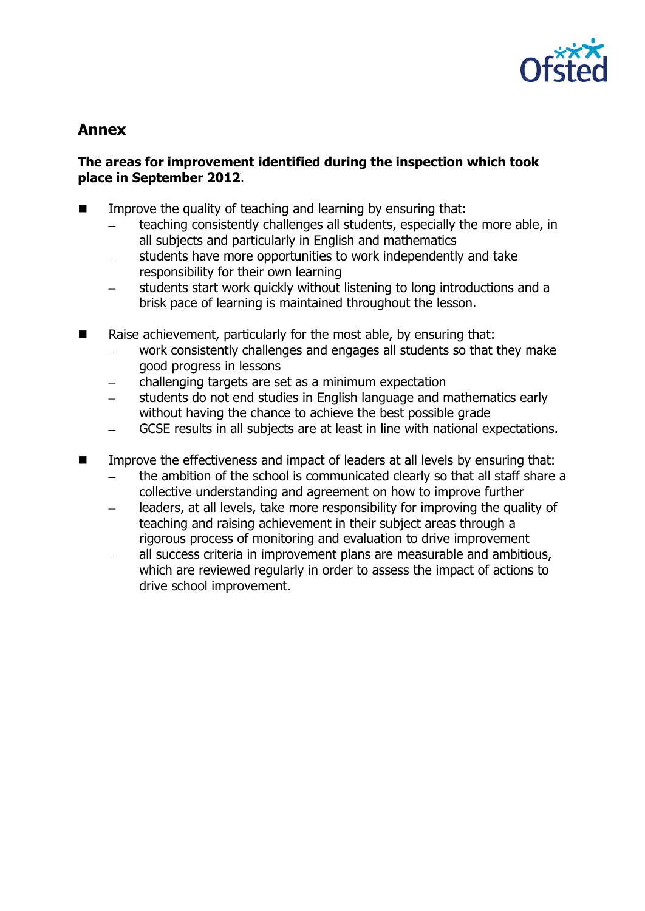## Annex

**The areas for improvement identified during the inspection which took place in September 2012**.

- Improve the quality of teaching and learning by ensuring that:
  - teaching consistently challenges all students, especially the more able, in all subjects and particularly in English and mathematics
  - students have more opportunities to work independently and take responsibility for their own learning
  - students start work quickly without listening to long introductions and a brisk pace of learning is maintained throughout the lesson.

- Raise achievement, particularly for the most able, by ensuring that:
  - work consistently challenges and engages all students so that they make good progress in lessons
  - challenging targets are set as a minimum expectation
  - students do not end studies in English language and mathematics early without having the chance to achieve the best possible grade
  - GCSE results in all subjects are at least in line with national expectations.

- Improve the effectiveness and impact of leaders at all levels by ensuring that:
  - the ambition of the school is communicated clearly so that all staff share a collective understanding and agreement on how to improve further
  - leaders, at all levels, take more responsibility for improving the quality of teaching and raising achievement in their subject areas through a rigorous process of monitoring and evaluation to drive improvement
  - all success criteria in improvement plans are measurable and ambitious, which are reviewed regularly in order to assess the impact of actions to drive school improvement.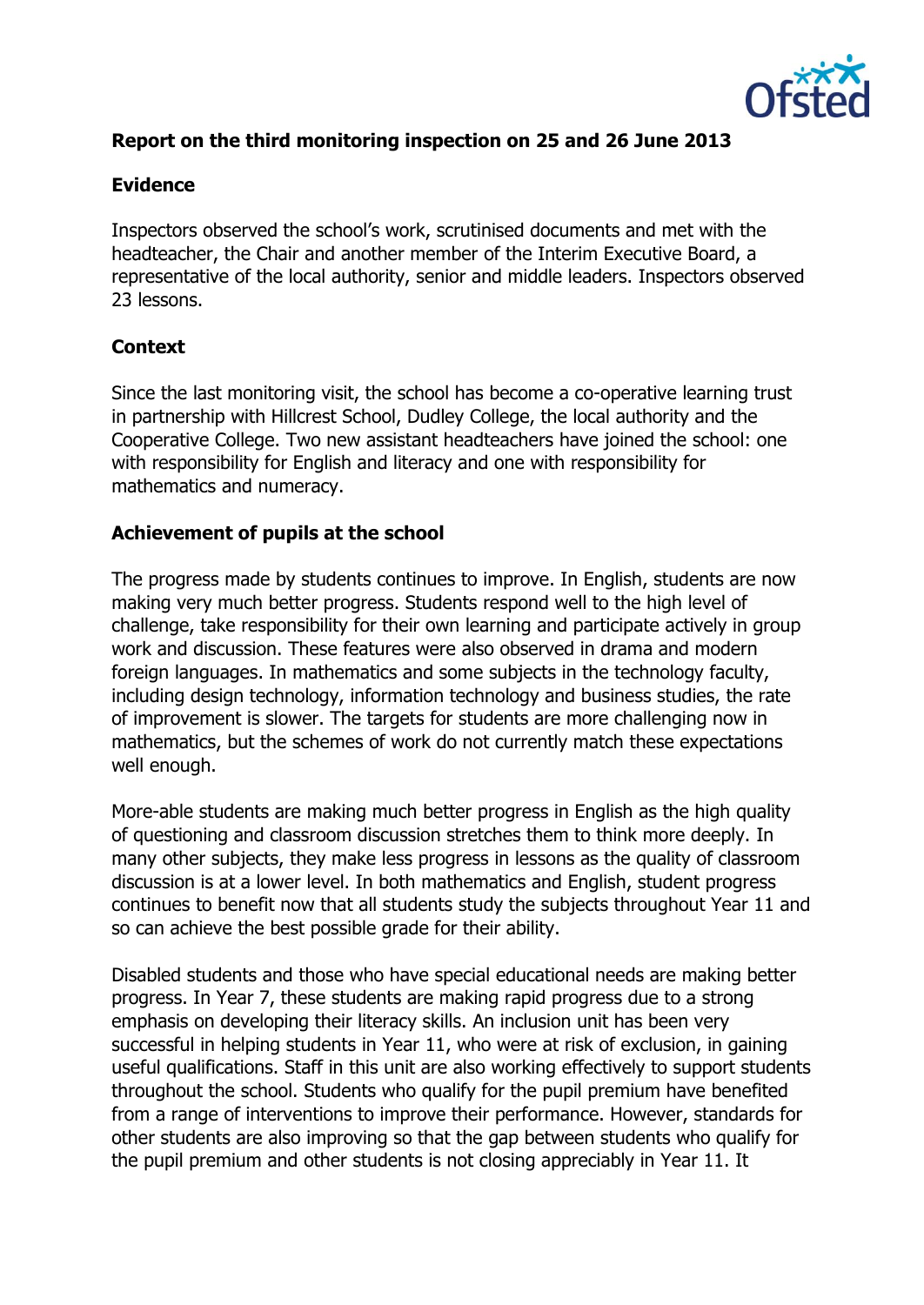**Report on the third monitoring inspection on 25 and 26 June 2013**

**Evidence**

Inspectors observed the school's work, scrutinised documents and met with the headteacher, the Chair and another member of the Interim Executive Board, a representative of the local authority, senior and middle leaders. Inspectors observed 23 lessons.

**Context**

Since the last monitoring visit, the school has become a co-operative learning trust in partnership with Hillcrest School, Dudley College, the local authority and the Cooperative College. Two new assistant headteachers have joined the school: one with responsibility for English and literacy and one with responsibility for mathematics and numeracy.

**Achievement of pupils at the school**

The progress made by students continues to improve. In English, students are now making very much better progress. Students respond well to the high level of challenge, take responsibility for their own learning and participate actively in group work and discussion. These features were also observed in drama and modern foreign languages. In mathematics and some subjects in the technology faculty, including design technology, information technology and business studies, the rate of improvement is slower. The targets for students are more challenging now in mathematics, but the schemes of work do not currently match these expectations well enough.

More-able students are making much better progress in English as the high quality of questioning and classroom discussion stretches them to think more deeply. In many other subjects, they make less progress in lessons as the quality of classroom discussion is at a lower level. In both mathematics and English, student progress continues to benefit now that all students study the subjects throughout Year 11 and so can achieve the best possible grade for their ability.

Disabled students and those who have special educational needs are making better progress. In Year 7, these students are making rapid progress due to a strong emphasis on developing their literacy skills. An inclusion unit has been very successful in helping students in Year 11, who were at risk of exclusion, in gaining useful qualifications. Staff in this unit are also working effectively to support students throughout the school. Students who qualify for the pupil premium have benefited from a range of interventions to improve their performance. However, standards for other students are also improving so that the gap between students who qualify for the pupil premium and other students is not closing appreciably in Year 11. It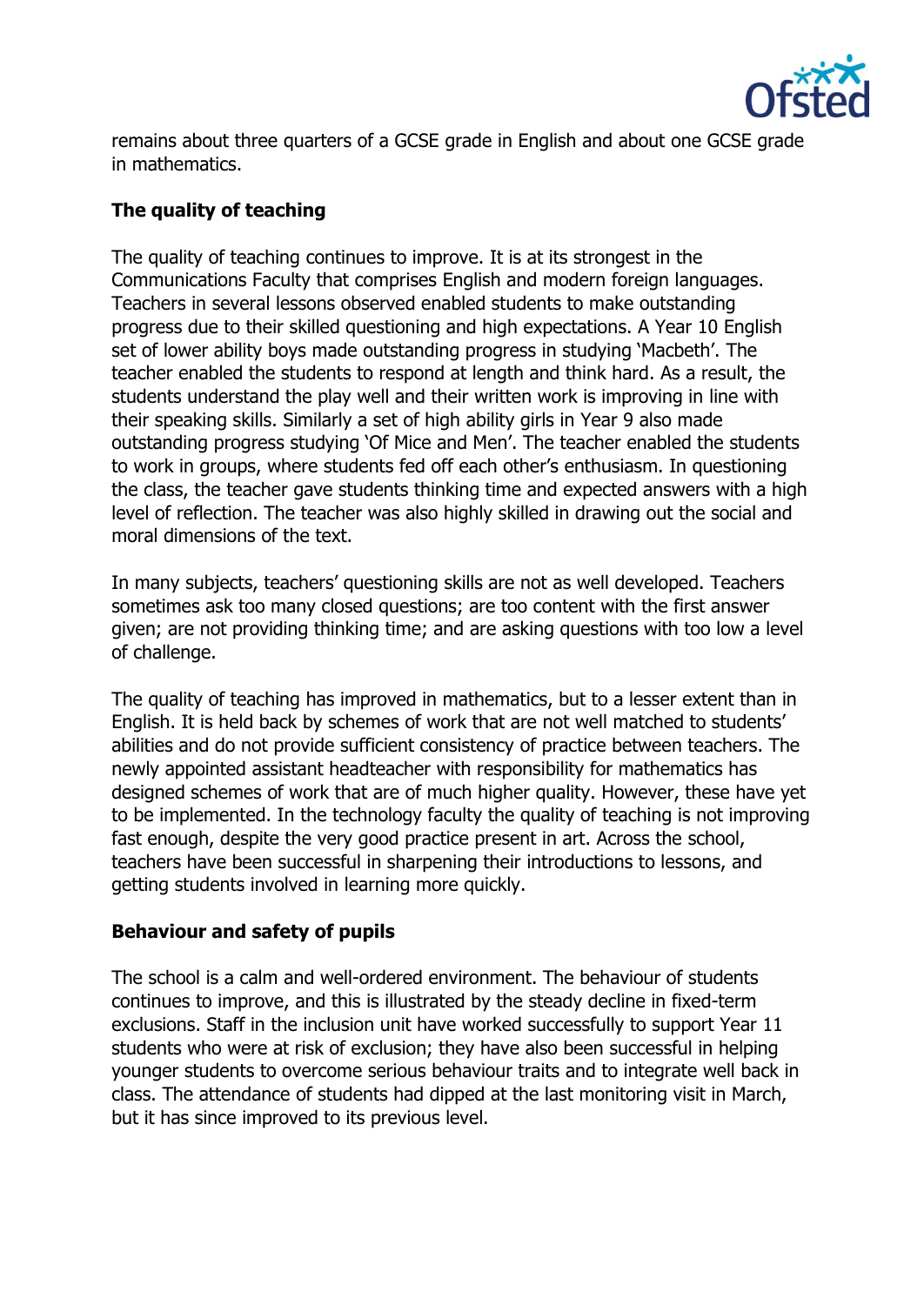remains about three quarters of a GCSE grade in English and about one GCSE grade in mathematics.

**The quality of teaching**

The quality of teaching continues to improve. It is at its strongest in the Communications Faculty that comprises English and modern foreign languages. Teachers in several lessons observed enabled students to make outstanding progress due to their skilled questioning and high expectations. A Year 10 English set of lower ability boys made outstanding progress in studying 'Macbeth'. The teacher enabled the students to respond at length and think hard. As a result, the students understand the play well and their written work is improving in line with their speaking skills. Similarly a set of high ability girls in Year 9 also made outstanding progress studying 'Of Mice and Men'. The teacher enabled the students to work in groups, where students fed off each other's enthusiasm. In questioning the class, the teacher gave students thinking time and expected answers with a high level of reflection. The teacher was also highly skilled in drawing out the social and moral dimensions of the text.

In many subjects, teachers' questioning skills are not as well developed. Teachers sometimes ask too many closed questions; are too content with the first answer given; are not providing thinking time; and are asking questions with too low a level of challenge.

The quality of teaching has improved in mathematics, but to a lesser extent than in English. It is held back by schemes of work that are not well matched to students' abilities and do not provide sufficient consistency of practice between teachers. The newly appointed assistant headteacher with responsibility for mathematics has designed schemes of work that are of much higher quality. However, these have yet to be implemented. In the technology faculty the quality of teaching is not improving fast enough, despite the very good practice present in art. Across the school, teachers have been successful in sharpening their introductions to lessons, and getting students involved in learning more quickly.

**Behaviour and safety of pupils**

The school is a calm and well-ordered environment. The behaviour of students continues to improve, and this is illustrated by the steady decline in fixed-term exclusions. Staff in the inclusion unit have worked successfully to support Year 11 students who were at risk of exclusion; they have also been successful in helping younger students to overcome serious behaviour traits and to integrate well back in class. The attendance of students had dipped at the last monitoring visit in March, but it has since improved to its previous level.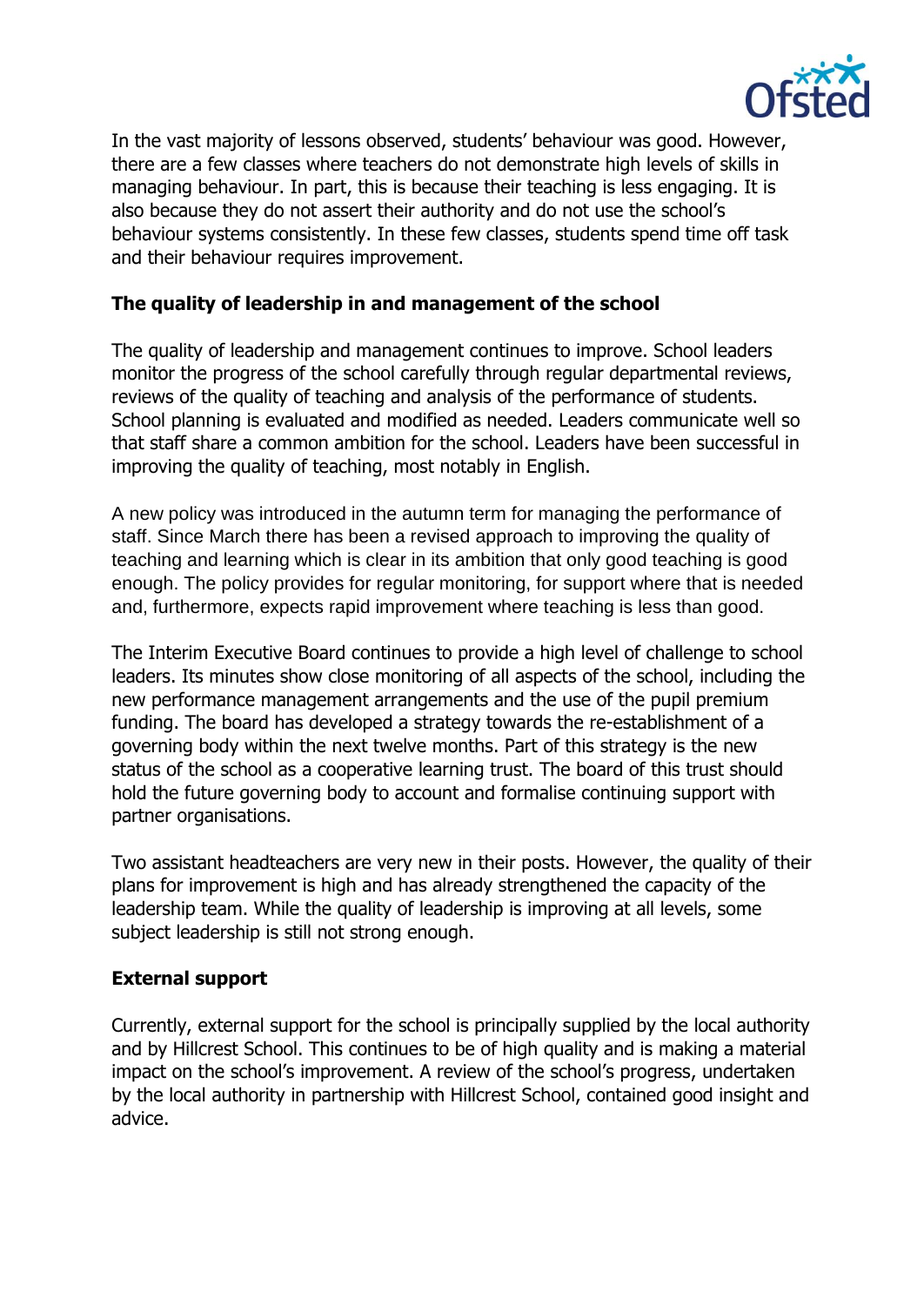In the vast majority of lessons observed, students' behaviour was good. However, there are a few classes where teachers do not demonstrate high levels of skills in managing behaviour. In part, this is because their teaching is less engaging. It is also because they do not assert their authority and do not use the school's behaviour systems consistently. In these few classes, students spend time off task and their behaviour requires improvement.

### The quality of leadership in and management of the school

The quality of leadership and management continues to improve. School leaders monitor the progress of the school carefully through regular departmental reviews, reviews of the quality of teaching and analysis of the performance of students. School planning is evaluated and modified as needed. Leaders communicate well so that staff share a common ambition for the school. Leaders have been successful in improving the quality of teaching, most notably in English.

A new policy was introduced in the autumn term for managing the performance of staff. Since March there has been a revised approach to improving the quality of teaching and learning which is clear in its ambition that only good teaching is good enough. The policy provides for regular monitoring, for support where that is needed and, furthermore, expects rapid improvement where teaching is less than good.

The Interim Executive Board continues to provide a high level of challenge to school leaders. Its minutes show close monitoring of all aspects of the school, including the new performance management arrangements and the use of the pupil premium funding. The board has developed a strategy towards the re-establishment of a governing body within the next twelve months. Part of this strategy is the new status of the school as a cooperative learning trust. The board of this trust should hold the future governing body to account and formalise continuing support with partner organisations.

Two assistant headteachers are very new in their posts. However, the quality of their plans for improvement is high and has already strengthened the capacity of the leadership team. While the quality of leadership is improving at all levels, some subject leadership is still not strong enough.

### External support

Currently, external support for the school is principally supplied by the local authority and by Hillcrest School. This continues to be of high quality and is making a material impact on the school's improvement. A review of the school's progress, undertaken by the local authority in partnership with Hillcrest School, contained good insight and advice.